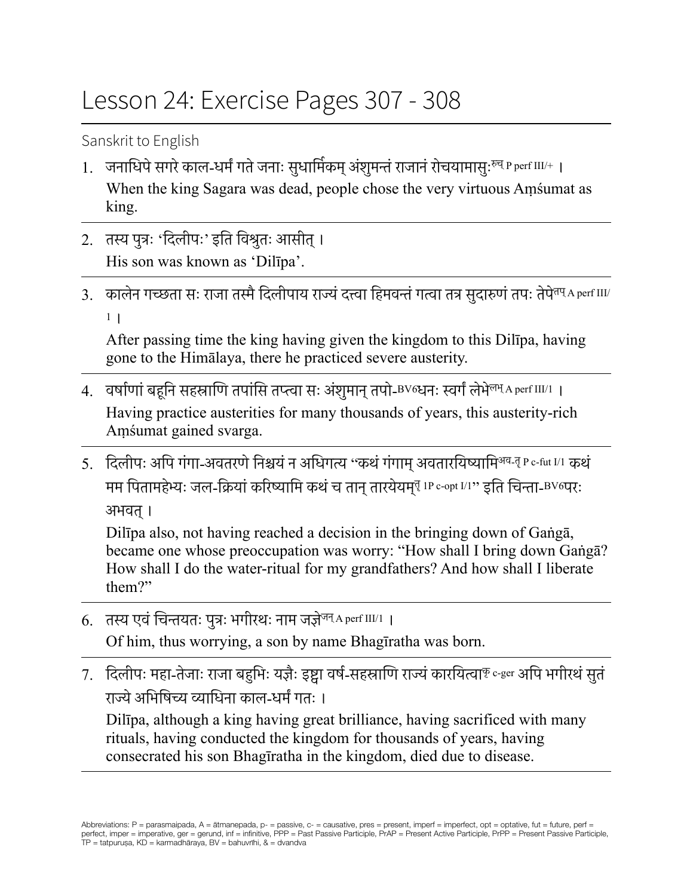# Lesson 24: Exercise Pages 307 - 308

Sanskrit to English

1. जनाधिपे सगरे काल-धर्मं गते जनाः सुधार्मिकम् अंशुमन्तं राजानं रोचयामासुः[रुच् P perf III/+] ।
   When the king Sagara was dead, people chose the very virtuous Aṃśumat as king.

2. तस्य पुत्रः 'दिलीपः' इति विश्रुतः आसीत् ।
   His son was known as 'Dilīpa'.

3. कालेन गच्छता सः राजा तस्मै दिलीपाय राज्यं दत्त्वा हिमवन्तं गत्वा तत्र सुदारुणं तपः तेपे[तप् A perf III/1] ।
   After passing time the king having given the kingdom to this Dilīpa, having gone to the Himālaya, there he practiced severe austerity.

4. वर्षाणां बहूनि सहस्राणि तपांसि तप्त्वा सः अंशुमान् तपो-[BV6]धनः स्वर्गं लेभे[लभ् A perf III/1] ।
   Having practice austerities for many thousands of years, this austerity-rich Aṃśumat gained svarga.

5. दिलीपः अपि गंगा-अवतरणे निश्चयं न अधिगत्य "कथं गंगाम् अवतारयिष्यामि[अव-तॄ P c-fut I/1] कथं मम पितामहेभ्यः जल-क्रियां करिष्यामि कथं च तान् तारयेयम्[तॄ 1P c-opt I/1]" इति चिन्ता-[BV6]परः अभवत् ।
   Dilīpa also, not having reached a decision in the bringing down of Gaṅgā, became one whose preoccupation was worry: "How shall I bring down Gaṅgā? How shall I do the water-ritual for my grandfathers? And how shall I liberate them?"

6. तस्य एवं चिन्तयतः पुत्रः भगीरथः नाम जज्ञे[जन् A perf III/1] ।
   Of him, thus worrying, a son by name Bhagīratha was born.

7. दिलीपः महा-तेजाः राजा बहुभिः यज्ञैः इष्ट्वा वर्ष-सहस्राणि राज्यं कारयित्वा[कृ c-ger] अपि भगीरथं सुतं राज्ये अभिषिच्य व्याधिना काल-धर्मं गतः ।
   Dilīpa, although a king having great brilliance, having sacrificed with many rituals, having conducted the kingdom for thousands of years, having consecrated his son Bhagīratha in the kingdom, died due to disease.

Abbreviations: P = parasmaipada, A = ātmanepada, p- = passive, c- = causative, pres = present, imperf = imperfect, opt = optative, fut = future, perf = perfect, imper = imperative, ger = gerund, inf = infinitive, PPP = Past Passive Participle, PrAP = Present Active Participle, PrPP = Present Passive Participle, TP = tatpuruṣa, KD = karmadhāraya, BV = bahuvrīhi, & = dvandva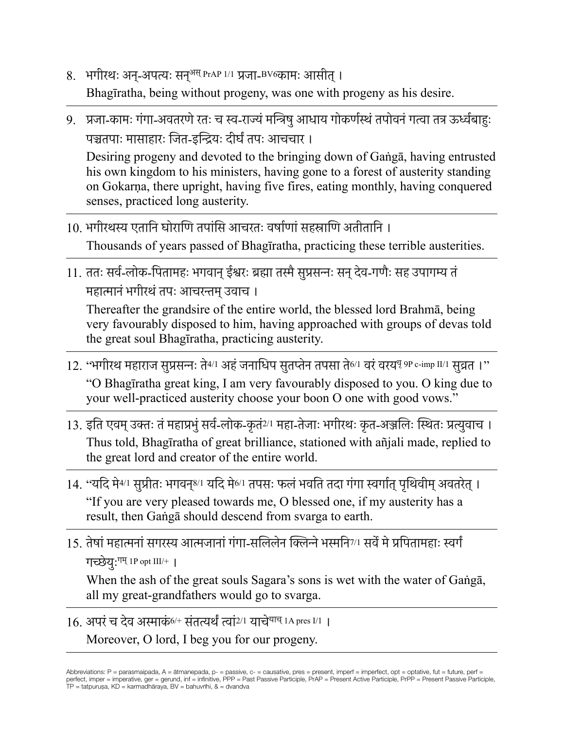8. भगीरथः अन्-अपत्यः सन्[अस् PrAP 1/1] प्रजा-[BV6]कामः आसीत् ।

   Bhagīratha, being without progeny, was one with progeny as his desire.

---

9. प्रजा-कामः गंगा-अवतरणे रतः च स्व-राज्यं मन्त्रिषु आधाय गोकर्णस्थं तपोवनं गत्वा तत्र ऊर्ध्वबाहुः पञ्चतपाः मासाहारः जित-इन्द्रियः दीर्घं तपः आचचार ।

   Desiring progeny and devoted to the bringing down of Gaṅgā, having entrusted his own kingdom to his ministers, having gone to a forest of austerity standing on Gokarṇa, there upright, having five fires, eating monthly, having conquered senses, practiced long austerity.

---

10. भगीरथस्य एतानि घोराणि तपांसि आचरतः वर्षाणां सहस्राणि अतीतानि ।

    Thousands of years passed of Bhagīratha, practicing these terrible austerities.

---

11. ततः सर्व-लोक-पितामहः भगवान् ईश्वरः ब्रह्मा तस्मै सुप्रसन्नः सन् देव-गणैः सह उपागम्य तं महात्मानं भगीरथं तपः आचरन्तम् उवाच ।

    Thereafter the grandsire of the entire world, the blessed lord Brahmā, being very favourably disposed to him, having approached with groups of devas told the great soul Bhagīratha, practicing austerity.

---

12. "भगीरथ महाराज सुप्रसन्नः ते[4/1] अहं जनाधिप सुतप्तेन तपसा ते[6/1] वरं वरय[वृ 9P c-imp II/1] सुव्रत ।"

    "O Bhagīratha great king, I am very favourably disposed to you. O king due to your well-practiced austerity choose your boon O one with good vows."

---

13. इति एवम् उक्तः तं महाप्रभुं सर्व-लोक-कृतं[2/1] महा-तेजाः भगीरथः कृत-अञ्जलिः स्थितः प्रत्युवाच ।

    Thus told, Bhagīratha of great brilliance, stationed with añjali made, replied to the great lord and creator of the entire world.

---

14. "यदि मे[4/1] सुप्रीतः भगवन्[8/1] यदि मे[6/1] तपसः फलं भवति तदा गंगा स्वर्गात् पृथिवीम् अवतरेत् ।

    "If you are very pleased towards me, O blessed one, if my austerity has a result, then Gaṅgā should descend from svarga to earth.

---

15. तेषां महात्मनां सगरस्य आत्मजानां गंगा-सलिलेन क्लिन्ने भस्मनि[7/1] सर्वे मे प्रपितामहाः स्वर्गं गच्छेयुः[गम् 1P opt III/+] ।

    When the ash of the great souls Sagara's sons is wet with the water of Gaṅgā, all my great-grandfathers would go to svarga.

---

16. अपरं च देव अस्माकं[6/+] संतत्यर्थं त्वां[2/1] याचे[याच् 1A pres I/1] ।

    Moreover, O lord, I beg you for our progeny.

---

Abbreviations: P = parasmaipada, A = ātmanepada, p- = passive, c- = causative, pres = present, imperf = imperfect, opt = optative, fut = future, perf = perfect, imper = imperative, ger = gerund, inf = infinitive, PPP = Past Passive Participle, PrAP = Present Active Participle, PrPP = Present Passive Participle, TP = tatpuruṣa, KD = karmadhāraya, BV = bahuvrīhi, & = dvandva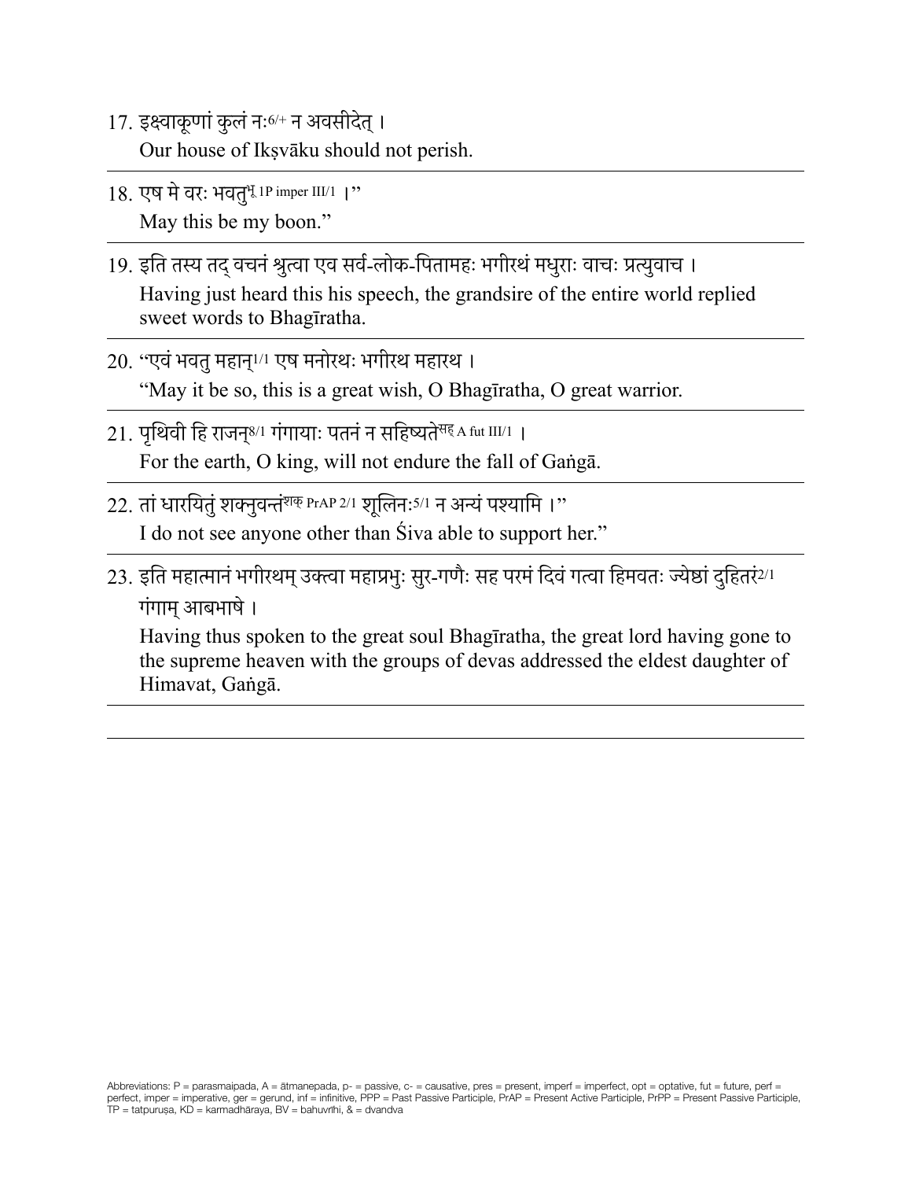17. इक्ष्वाकूणां कुलं नः[6/+] न अवसीदेत् ।
Our house of Ikṣvāku should not perish.

---

18. एष मे वरः भवतु[भू 1P imper III/1] ।"
May this be my boon."

---

19. इति तस्य तद् वचनं श्रुत्वा एव सर्व-लोक-पितामहः भगीरथं मधुराः वाचः प्रत्युवाच ।
Having just heard this his speech, the grandsire of the entire world replied sweet words to Bhagīratha.

---

20. "एवं भवतु महान्[1/1] एष मनोरथः भगीरथ महारथ ।
"May it be so, this is a great wish, O Bhagīratha, O great warrior.

---

21. पृथिवी हि राजन्[8/1] गंगायाः पतनं न सहिष्यते[सह् A fut III/1] ।
For the earth, O king, will not endure the fall of Gaṅgā.

---

22. तां धारयितुं शक्नुवन्तं[शक् PrAP 2/1] शूलिनः[5/1] न अन्यं पश्यामि ।"
I do not see anyone other than Śiva able to support her."

---

23. इति महात्मानं भगीरथम् उक्त्वा महाप्रभुः सुर-गणैः सह परमं दिवं गत्वा हिमवतः ज्येष्ठां दुहितरं[2/1] गंगाम् आबभाषे ।
Having thus spoken to the great soul Bhagīratha, the great lord having gone to the supreme heaven with the groups of devas addressed the eldest daughter of Himavat, Gaṅgā.

---

Abbreviations: P = parasmaipada, A = ātmanepada, p- = passive, c- = causative, pres = present, imperf = imperfect, opt = optative, fut = future, perf = perfect, imper = imperative, ger = gerund, inf = infinitive, PPP = Past Passive Participle, PrAP = Present Active Participle, PrPP = Present Passive Participle, TP = tatpuruṣa, KD = karmadhāraya, BV = bahuvrīhi, & = dvandva